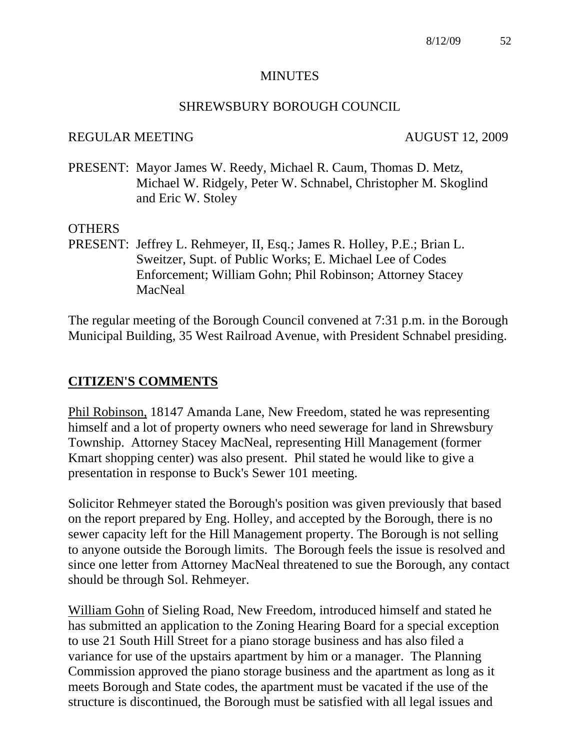MINUTES

SHREWSBURY BOROUGH COUNCIL

REGULAR MEETING AUGUST 12, 2009

PRESENT: Mayor James W. Reedy, Michael R. Caum, Thomas D. Metz, Michael W. Ridgely, Peter W. Schnabel, Christopher M. Skoglind and Eric W. Stoley

OTHERS
PRESENT: Jeffrey L. Rehmeyer, II, Esq.; James R. Holley, P.E.; Brian L. Sweitzer, Supt. of Public Works; E. Michael Lee of Codes Enforcement; William Gohn; Phil Robinson; Attorney Stacey MacNeal

The regular meeting of the Borough Council convened at 7:31 p.m. in the Borough Municipal Building, 35 West Railroad Avenue, with President Schnabel presiding.

## CITIZEN'S COMMENTS

Phil Robinson, 18147 Amanda Lane, New Freedom, stated he was representing himself and a lot of property owners who need sewerage for land in Shrewsbury Township. Attorney Stacey MacNeal, representing Hill Management (former Kmart shopping center) was also present. Phil stated he would like to give a presentation in response to Buck's Sewer 101 meeting.

Solicitor Rehmeyer stated the Borough's position was given previously that based on the report prepared by Eng. Holley, and accepted by the Borough, there is no sewer capacity left for the Hill Management property. The Borough is not selling to anyone outside the Borough limits. The Borough feels the issue is resolved and since one letter from Attorney MacNeal threatened to sue the Borough, any contact should be through Sol. Rehmeyer.

William Gohn of Sieling Road, New Freedom, introduced himself and stated he has submitted an application to the Zoning Hearing Board for a special exception to use 21 South Hill Street for a piano storage business and has also filed a variance for use of the upstairs apartment by him or a manager. The Planning Commission approved the piano storage business and the apartment as long as it meets Borough and State codes, the apartment must be vacated if the use of the structure is discontinued, the Borough must be satisfied with all legal issues and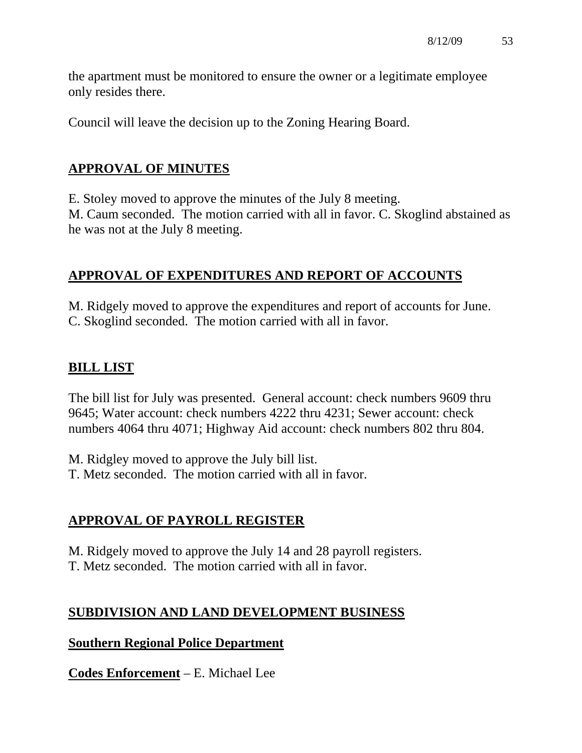the apartment must be monitored to ensure the owner or a legitimate employee only resides there.

Council will leave the decision up to the Zoning Hearing Board.

## APPROVAL OF MINUTES

E. Stoley moved to approve the minutes of the July 8 meeting.
M. Caum seconded. The motion carried with all in favor. C. Skoglind abstained as he was not at the July 8 meeting.

## APPROVAL OF EXPENDITURES AND REPORT OF ACCOUNTS

M. Ridgely moved to approve the expenditures and report of accounts for June.
C. Skoglind seconded. The motion carried with all in favor.

## BILL LIST

The bill list for July was presented. General account: check numbers 9609 thru 9645; Water account: check numbers 4222 thru 4231; Sewer account: check numbers 4064 thru 4071; Highway Aid account: check numbers 802 thru 804.

M. Ridgley moved to approve the July bill list.
T. Metz seconded. The motion carried with all in favor.

## APPROVAL OF PAYROLL REGISTER

M. Ridgely moved to approve the July 14 and 28 payroll registers.
T. Metz seconded. The motion carried with all in favor.

## SUBDIVISION AND LAND DEVELOPMENT BUSINESS

### Southern Regional Police Department

**Codes Enforcement** – E. Michael Lee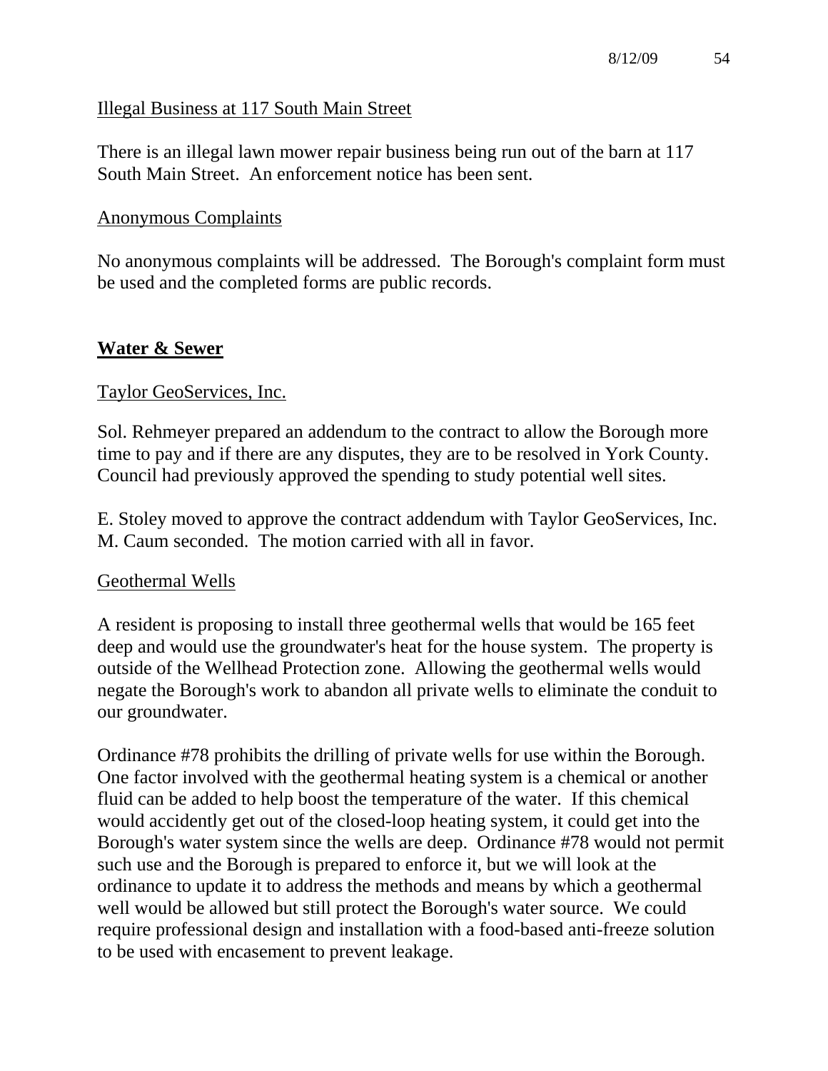Illegal Business at 117 South Main Street

There is an illegal lawn mower repair business being run out of the barn at 117 South Main Street. An enforcement notice has been sent.

Anonymous Complaints

No anonymous complaints will be addressed. The Borough's complaint form must be used and the completed forms are public records.

## Water & Sewer

Taylor GeoServices, Inc.

Sol. Rehmeyer prepared an addendum to the contract to allow the Borough more time to pay and if there are any disputes, they are to be resolved in York County. Council had previously approved the spending to study potential well sites.

E. Stoley moved to approve the contract addendum with Taylor GeoServices, Inc. M. Caum seconded. The motion carried with all in favor.

Geothermal Wells

A resident is proposing to install three geothermal wells that would be 165 feet deep and would use the groundwater's heat for the house system. The property is outside of the Wellhead Protection zone. Allowing the geothermal wells would negate the Borough's work to abandon all private wells to eliminate the conduit to our groundwater.

Ordinance #78 prohibits the drilling of private wells for use within the Borough. One factor involved with the geothermal heating system is a chemical or another fluid can be added to help boost the temperature of the water. If this chemical would accidently get out of the closed-loop heating system, it could get into the Borough's water system since the wells are deep. Ordinance #78 would not permit such use and the Borough is prepared to enforce it, but we will look at the ordinance to update it to address the methods and means by which a geothermal well would be allowed but still protect the Borough's water source. We could require professional design and installation with a food-based anti-freeze solution to be used with encasement to prevent leakage.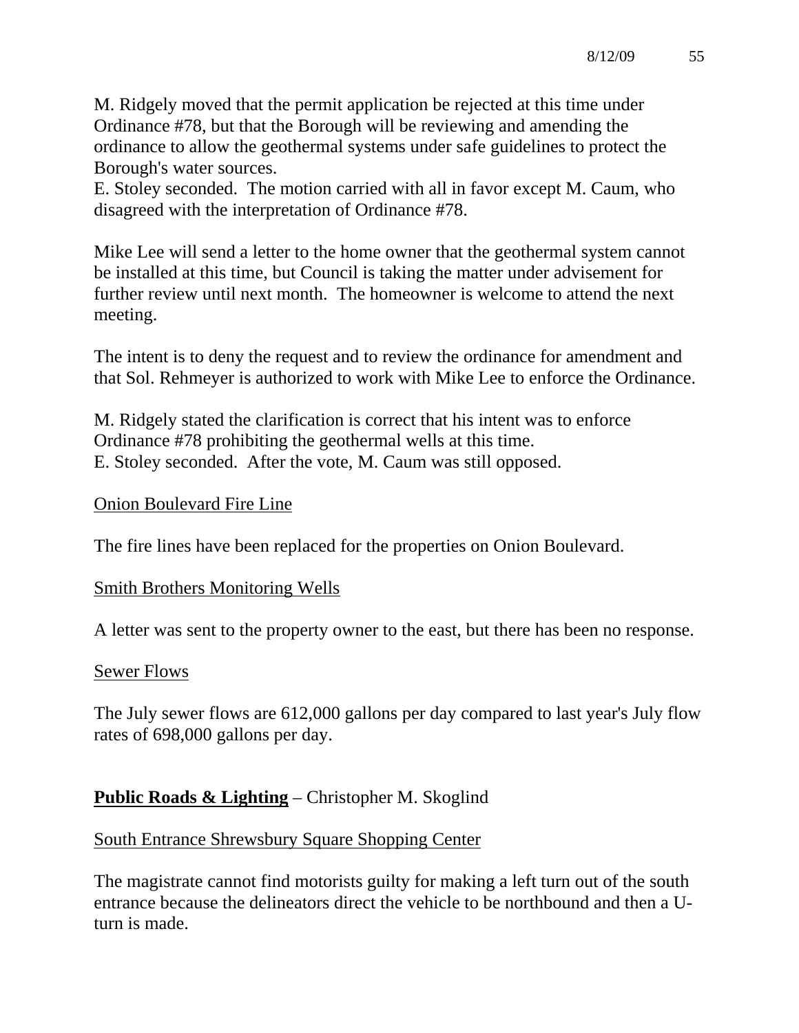M. Ridgely moved that the permit application be rejected at this time under Ordinance #78, but that the Borough will be reviewing and amending the ordinance to allow the geothermal systems under safe guidelines to protect the Borough's water sources.
E. Stoley seconded. The motion carried with all in favor except M. Caum, who disagreed with the interpretation of Ordinance #78.

Mike Lee will send a letter to the home owner that the geothermal system cannot be installed at this time, but Council is taking the matter under advisement for further review until next month. The homeowner is welcome to attend the next meeting.

The intent is to deny the request and to review the ordinance for amendment and that Sol. Rehmeyer is authorized to work with Mike Lee to enforce the Ordinance.

M. Ridgely stated the clarification is correct that his intent was to enforce Ordinance #78 prohibiting the geothermal wells at this time.
E. Stoley seconded. After the vote, M. Caum was still opposed.

<u>Onion Boulevard Fire Line</u>

The fire lines have been replaced for the properties on Onion Boulevard.

<u>Smith Brothers Monitoring Wells</u>

A letter was sent to the property owner to the east, but there has been no response.

<u>Sewer Flows</u>

The July sewer flows are 612,000 gallons per day compared to last year's July flow rates of 698,000 gallons per day.

**<u>Public Roads & Lighting</u>** – Christopher M. Skoglind

<u>South Entrance Shrewsbury Square Shopping Center</u>

The magistrate cannot find motorists guilty for making a left turn out of the south entrance because the delineators direct the vehicle to be northbound and then a U-turn is made.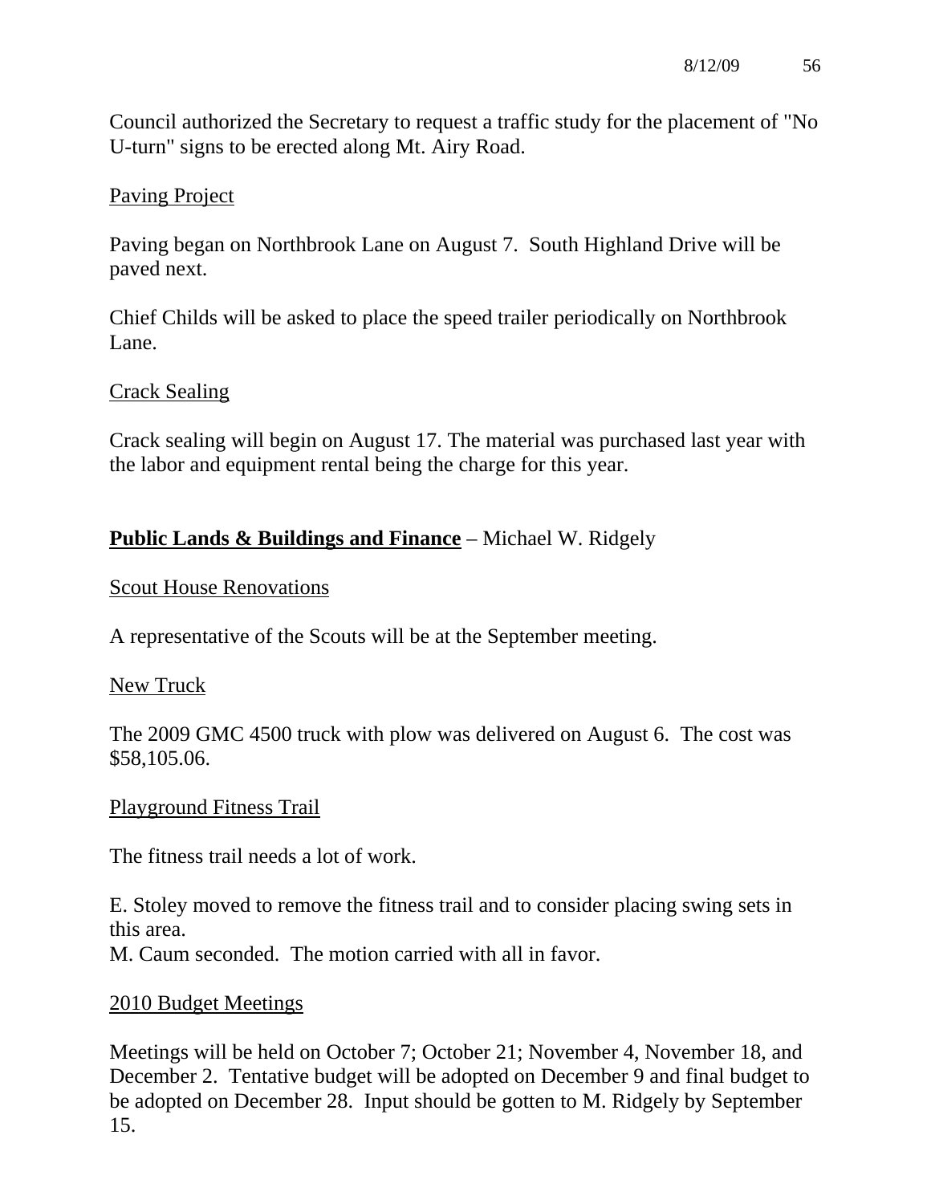Council authorized the Secretary to request a traffic study for the placement of "No U-turn" signs to be erected along Mt. Airy Road.

<u>Paving Project</u>

Paving began on Northbrook Lane on August 7. South Highland Drive will be paved next.

Chief Childs will be asked to place the speed trailer periodically on Northbrook Lane.

<u>Crack Sealing</u>

Crack sealing will begin on August 17. The material was purchased last year with the labor and equipment rental being the charge for this year.

**<u>Public Lands & Buildings and Finance</u>** – Michael W. Ridgely

<u>Scout House Renovations</u>

A representative of the Scouts will be at the September meeting.

<u>New Truck</u>

The 2009 GMC 4500 truck with plow was delivered on August 6. The cost was $58,105.06.

<u>Playground Fitness Trail</u>

The fitness trail needs a lot of work.

E. Stoley moved to remove the fitness trail and to consider placing swing sets in this area.
M. Caum seconded. The motion carried with all in favor.

<u>2010 Budget Meetings</u>

Meetings will be held on October 7; October 21; November 4, November 18, and December 2. Tentative budget will be adopted on December 9 and final budget to be adopted on December 28. Input should be gotten to M. Ridgely by September 15.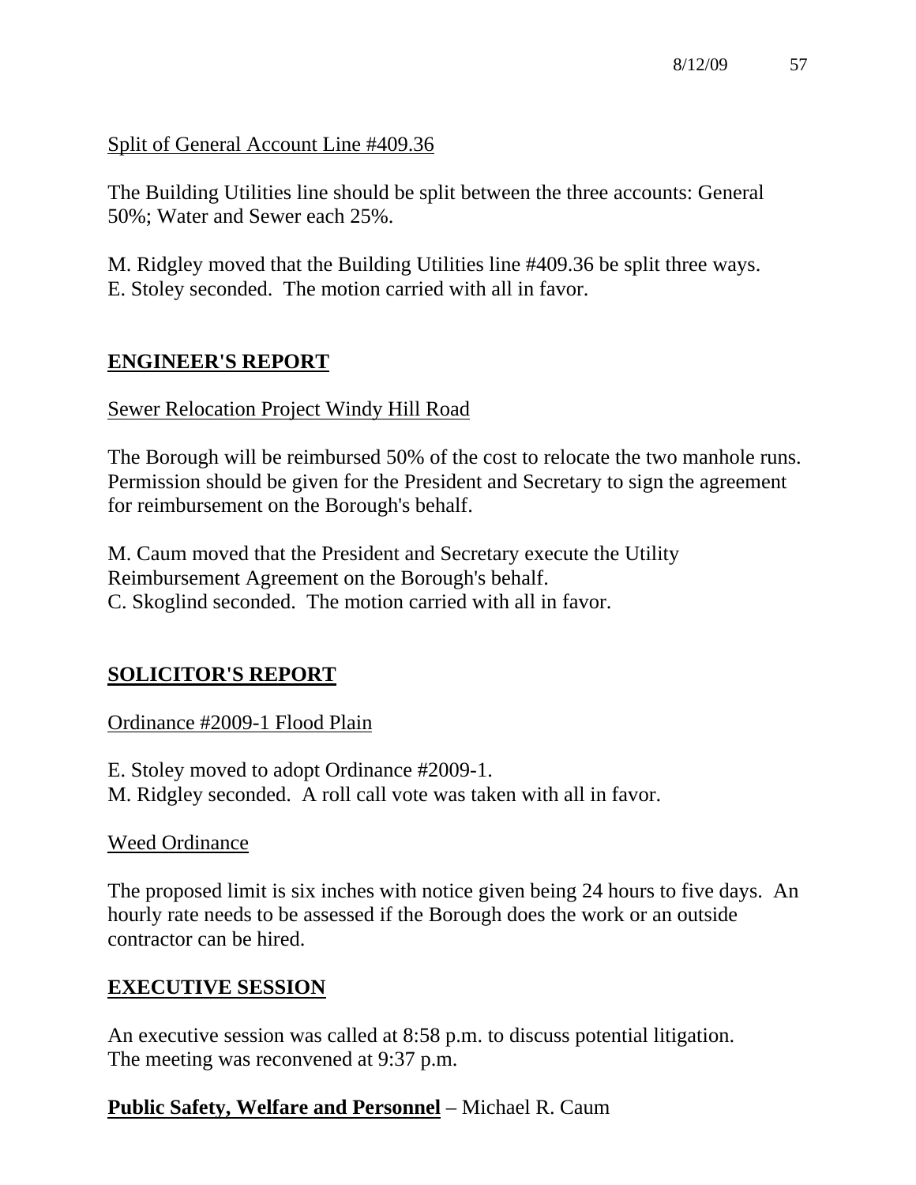Split of General Account Line #409.36

The Building Utilities line should be split between the three accounts: General 50%; Water and Sewer each 25%.

M. Ridgley moved that the Building Utilities line #409.36 be split three ways.
E. Stoley seconded. The motion carried with all in favor.

## ENGINEER'S REPORT

Sewer Relocation Project Windy Hill Road

The Borough will be reimbursed 50% of the cost to relocate the two manhole runs. Permission should be given for the President and Secretary to sign the agreement for reimbursement on the Borough's behalf.

M. Caum moved that the President and Secretary execute the Utility Reimbursement Agreement on the Borough's behalf.
C. Skoglind seconded. The motion carried with all in favor.

## SOLICITOR'S REPORT

Ordinance #2009-1 Flood Plain

E. Stoley moved to adopt Ordinance #2009-1.
M. Ridgley seconded. A roll call vote was taken with all in favor.

Weed Ordinance

The proposed limit is six inches with notice given being 24 hours to five days. An hourly rate needs to be assessed if the Borough does the work or an outside contractor can be hired.

## EXECUTIVE SESSION

An executive session was called at 8:58 p.m. to discuss potential litigation.
The meeting was reconvened at 9:37 p.m.

**Public Safety, Welfare and Personnel** – Michael R. Caum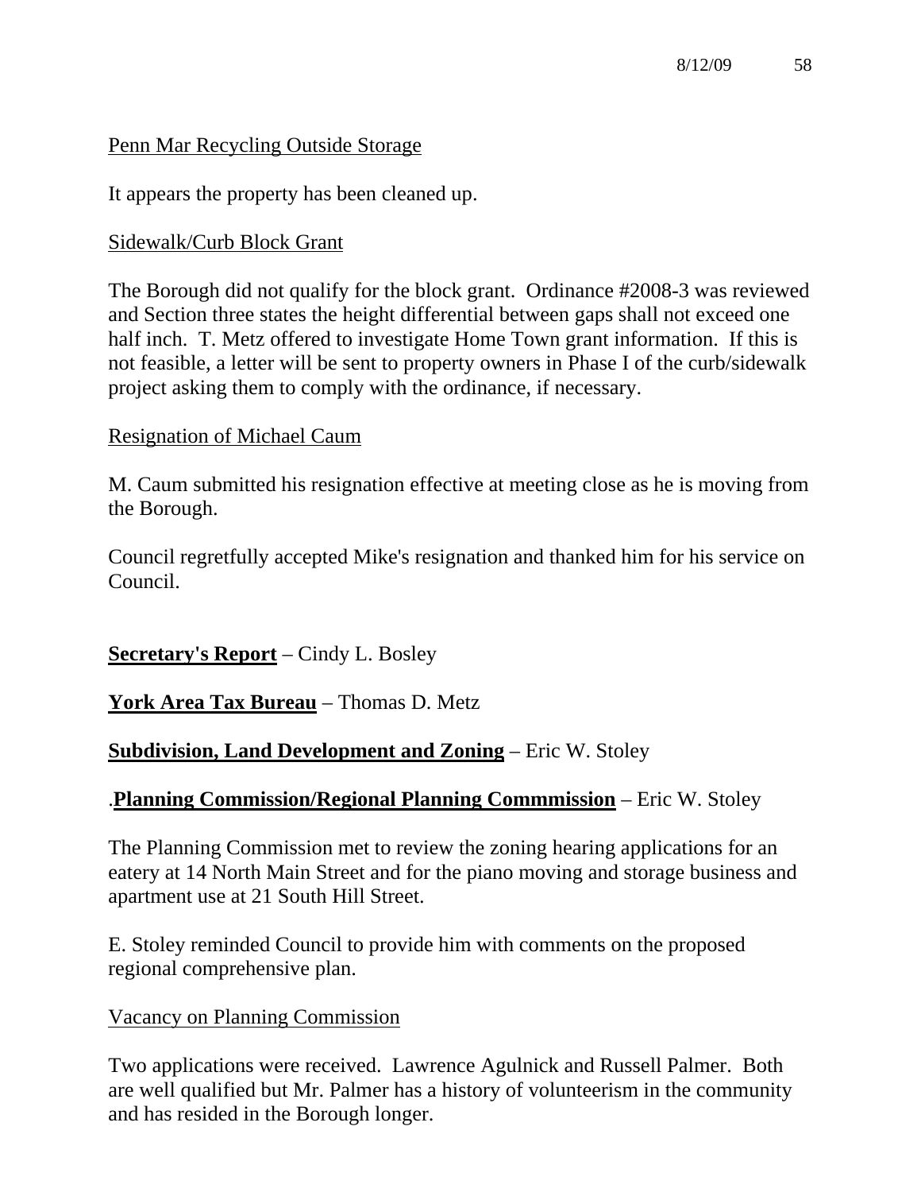<u>Penn Mar Recycling Outside Storage</u>

It appears the property has been cleaned up.

<u>Sidewalk/Curb Block Grant</u>

The Borough did not qualify for the block grant. Ordinance #2008-3 was reviewed and Section three states the height differential between gaps shall not exceed one half inch. T. Metz offered to investigate Home Town grant information. If this is not feasible, a letter will be sent to property owners in Phase I of the curb/sidewalk project asking them to comply with the ordinance, if necessary.

<u>Resignation of Michael Caum</u>

M. Caum submitted his resignation effective at meeting close as he is moving from the Borough.

Council regretfully accepted Mike's resignation and thanked him for his service on Council.

**<u>Secretary's Report</u>** – Cindy L. Bosley

**<u>York Area Tax Bureau</u>** – Thomas D. Metz

**<u>Subdivision, Land Development and Zoning</u>** – Eric W. Stoley

.**<u>Planning Commission/Regional Planning Commmission</u>** – Eric W. Stoley

The Planning Commission met to review the zoning hearing applications for an eatery at 14 North Main Street and for the piano moving and storage business and apartment use at 21 South Hill Street.

E. Stoley reminded Council to provide him with comments on the proposed regional comprehensive plan.

<u>Vacancy on Planning Commission</u>

Two applications were received. Lawrence Agulnick and Russell Palmer. Both are well qualified but Mr. Palmer has a history of volunteerism in the community and has resided in the Borough longer.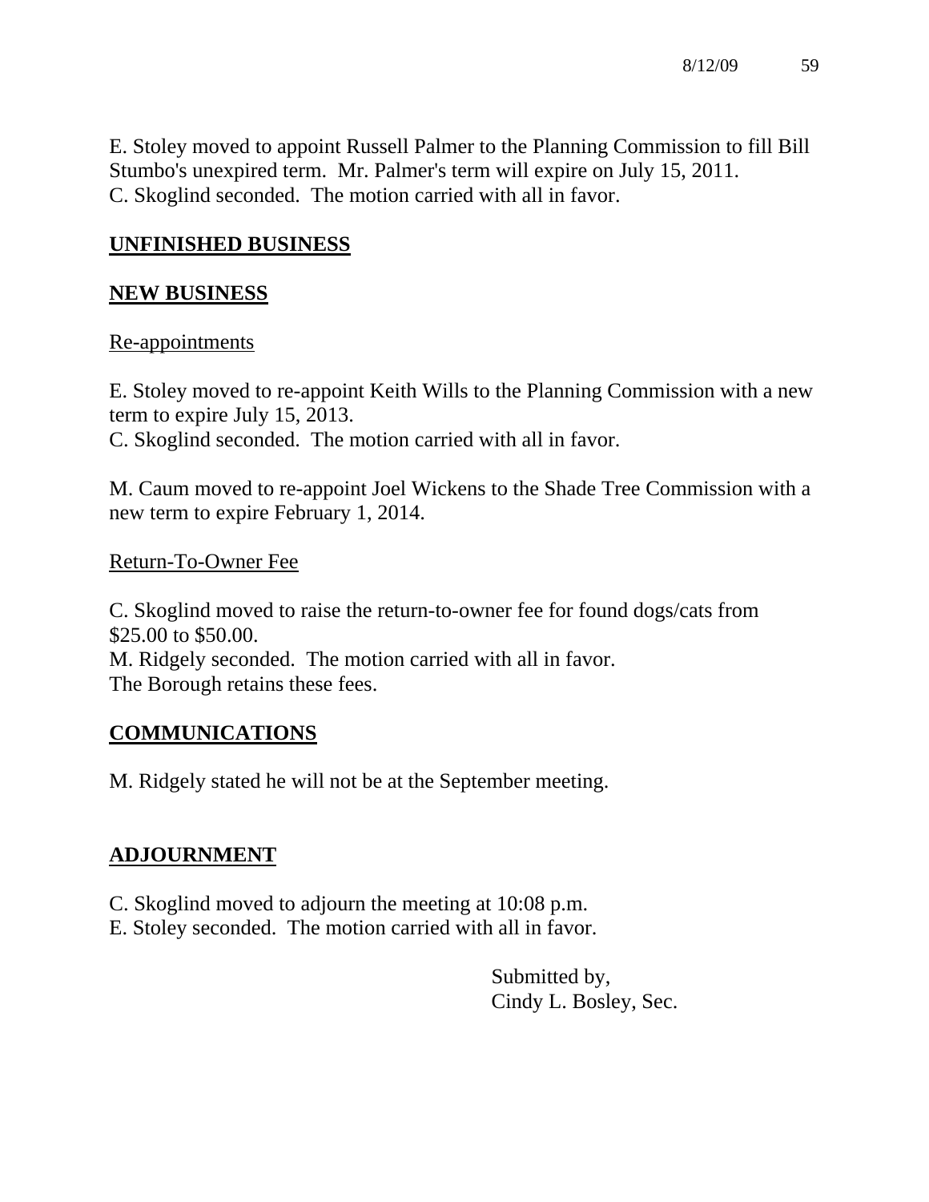E. Stoley moved to appoint Russell Palmer to the Planning Commission to fill Bill Stumbo's unexpired term. Mr. Palmer's term will expire on July 15, 2011.
C. Skoglind seconded. The motion carried with all in favor.

## UNFINISHED BUSINESS

## NEW BUSINESS

Re-appointments

E. Stoley moved to re-appoint Keith Wills to the Planning Commission with a new term to expire July 15, 2013.
C. Skoglind seconded. The motion carried with all in favor.

M. Caum moved to re-appoint Joel Wickens to the Shade Tree Commission with a new term to expire February 1, 2014.

Return-To-Owner Fee

C. Skoglind moved to raise the return-to-owner fee for found dogs/cats from $25.00 to $50.00.
M. Ridgely seconded. The motion carried with all in favor.
The Borough retains these fees.

## COMMUNICATIONS

M. Ridgely stated he will not be at the September meeting.

## ADJOURNMENT

C. Skoglind moved to adjourn the meeting at 10:08 p.m.
E. Stoley seconded. The motion carried with all in favor.

Submitted by,
Cindy L. Bosley, Sec.